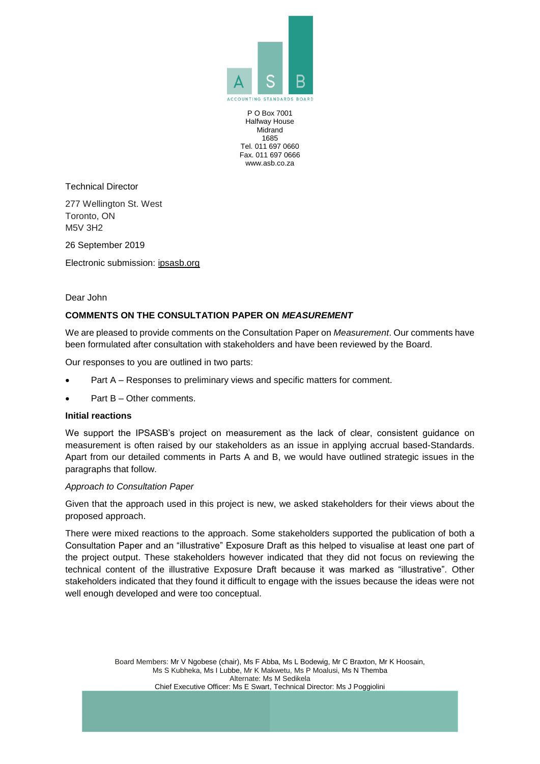ASB

ACCOUNTING STANDARDS BOARD

P O Box 7001
Halfway House
Midrand
1685
Tel. 011 697 0660
Fax. 011 697 0666
www.asb.co.za

Technical Director

277 Wellington St. West
Toronto, ON
M5V 3H2

26 September 2019

Electronic submission: ipsasb.org

Dear John

**COMMENTS ON THE CONSULTATION PAPER ON *MEASUREMENT***

We are pleased to provide comments on the Consultation Paper on *Measurement*. Our comments have been formulated after consultation with stakeholders and have been reviewed by the Board.

Our responses to you are outlined in two parts:

- Part A – Responses to preliminary views and specific matters for comment.
- Part B – Other comments.

**Initial reactions**

We support the IPSASB's project on measurement as the lack of clear, consistent guidance on measurement is often raised by our stakeholders as an issue in applying accrual based-Standards. Apart from our detailed comments in Parts A and B, we would have outlined strategic issues in the paragraphs that follow.

*Approach to Consultation Paper*

Given that the approach used in this project is new, we asked stakeholders for their views about the proposed approach.

There were mixed reactions to the approach. Some stakeholders supported the publication of both a Consultation Paper and an "illustrative" Exposure Draft as this helped to visualise at least one part of the project output. These stakeholders however indicated that they did not focus on reviewing the technical content of the illustrative Exposure Draft because it was marked as "illustrative". Other stakeholders indicated that they found it difficult to engage with the issues because the ideas were not well enough developed and were too conceptual.

Board Members: Mr V Ngobese (chair), Ms F Abba, Ms L Bodewig, Mr C Braxton, Mr K Hoosain, Ms S Kubheka, Ms I Lubbe, Mr K Makwetu, Ms P Moalusi, Ms N Themba
Alternate: Ms M Sedikela
Chief Executive Officer: Ms E Swart, Technical Director: Ms J Poggiolini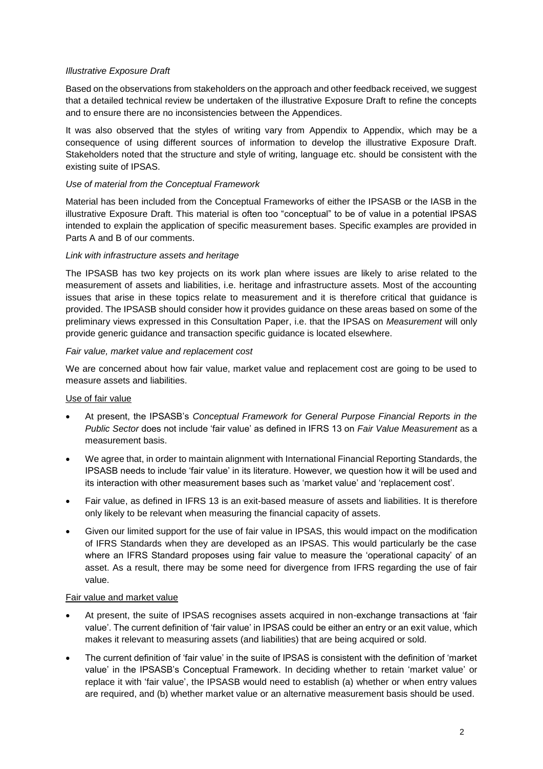*Illustrative Exposure Draft*

Based on the observations from stakeholders on the approach and other feedback received, we suggest that a detailed technical review be undertaken of the illustrative Exposure Draft to refine the concepts and to ensure there are no inconsistencies between the Appendices.

It was also observed that the styles of writing vary from Appendix to Appendix, which may be a consequence of using different sources of information to develop the illustrative Exposure Draft. Stakeholders noted that the structure and style of writing, language etc. should be consistent with the existing suite of IPSAS.

*Use of material from the Conceptual Framework*

Material has been included from the Conceptual Frameworks of either the IPSASB or the IASB in the illustrative Exposure Draft. This material is often too "conceptual" to be of value in a potential IPSAS intended to explain the application of specific measurement bases. Specific examples are provided in Parts A and B of our comments.

*Link with infrastructure assets and heritage*

The IPSASB has two key projects on its work plan where issues are likely to arise related to the measurement of assets and liabilities, i.e. heritage and infrastructure assets. Most of the accounting issues that arise in these topics relate to measurement and it is therefore critical that guidance is provided. The IPSASB should consider how it provides guidance on these areas based on some of the preliminary views expressed in this Consultation Paper, i.e. that the IPSAS on *Measurement* will only provide generic guidance and transaction specific guidance is located elsewhere.

*Fair value, market value and replacement cost*

We are concerned about how fair value, market value and replacement cost are going to be used to measure assets and liabilities.

Use of fair value

- At present, the IPSASB's *Conceptual Framework for General Purpose Financial Reports in the Public Sector* does not include 'fair value' as defined in IFRS 13 on *Fair Value Measurement* as a measurement basis.
- We agree that, in order to maintain alignment with International Financial Reporting Standards, the IPSASB needs to include 'fair value' in its literature. However, we question how it will be used and its interaction with other measurement bases such as 'market value' and 'replacement cost'.
- Fair value, as defined in IFRS 13 is an exit-based measure of assets and liabilities. It is therefore only likely to be relevant when measuring the financial capacity of assets.
- Given our limited support for the use of fair value in IPSAS, this would impact on the modification of IFRS Standards when they are developed as an IPSAS. This would particularly be the case where an IFRS Standard proposes using fair value to measure the 'operational capacity' of an asset. As a result, there may be some need for divergence from IFRS regarding the use of fair value.

Fair value and market value

- At present, the suite of IPSAS recognises assets acquired in non-exchange transactions at 'fair value'. The current definition of 'fair value' in IPSAS could be either an entry or an exit value, which makes it relevant to measuring assets (and liabilities) that are being acquired or sold.
- The current definition of 'fair value' in the suite of IPSAS is consistent with the definition of 'market value' in the IPSASB's Conceptual Framework. In deciding whether to retain 'market value' or replace it with 'fair value', the IPSASB would need to establish (a) whether or when entry values are required, and (b) whether market value or an alternative measurement basis should be used.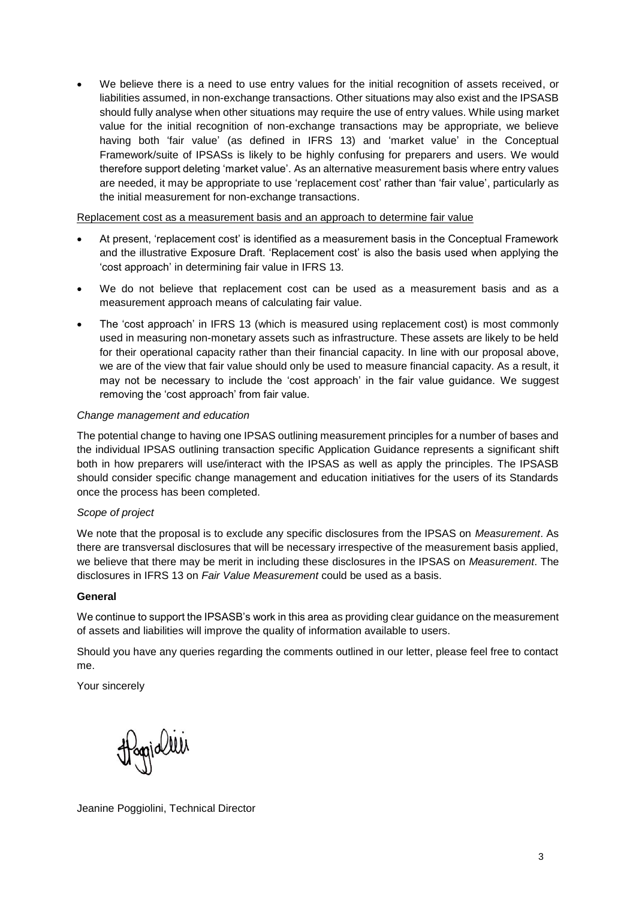- We believe there is a need to use entry values for the initial recognition of assets received, or liabilities assumed, in non-exchange transactions. Other situations may also exist and the IPSASB should fully analyse when other situations may require the use of entry values. While using market value for the initial recognition of non-exchange transactions may be appropriate, we believe having both 'fair value' (as defined in IFRS 13) and 'market value' in the Conceptual Framework/suite of IPSASs is likely to be highly confusing for preparers and users. We would therefore support deleting 'market value'. As an alternative measurement basis where entry values are needed, it may be appropriate to use 'replacement cost' rather than 'fair value', particularly as the initial measurement for non-exchange transactions.

<u>Replacement cost as a measurement basis and an approach to determine fair value</u>

- At present, 'replacement cost' is identified as a measurement basis in the Conceptual Framework and the illustrative Exposure Draft. 'Replacement cost' is also the basis used when applying the 'cost approach' in determining fair value in IFRS 13.
- We do not believe that replacement cost can be used as a measurement basis and as a measurement approach means of calculating fair value.
- The 'cost approach' in IFRS 13 (which is measured using replacement cost) is most commonly used in measuring non-monetary assets such as infrastructure. These assets are likely to be held for their operational capacity rather than their financial capacity. In line with our proposal above, we are of the view that fair value should only be used to measure financial capacity. As a result, it may not be necessary to include the 'cost approach' in the fair value guidance. We suggest removing the 'cost approach' from fair value.

*Change management and education*

The potential change to having one IPSAS outlining measurement principles for a number of bases and the individual IPSAS outlining transaction specific Application Guidance represents a significant shift both in how preparers will use/interact with the IPSAS as well as apply the principles. The IPSASB should consider specific change management and education initiatives for the users of its Standards once the process has been completed.

*Scope of project*

We note that the proposal is to exclude any specific disclosures from the IPSAS on *Measurement*. As there are transversal disclosures that will be necessary irrespective of the measurement basis applied, we believe that there may be merit in including these disclosures in the IPSAS on *Measurement*. The disclosures in IFRS 13 on *Fair Value Measurement* could be used as a basis.

**General**

We continue to support the IPSASB's work in this area as providing clear guidance on the measurement of assets and liabilities will improve the quality of information available to users.

Should you have any queries regarding the comments outlined in our letter, please feel free to contact me.

Your sincerely

Jeanine Poggiolini, Technical Director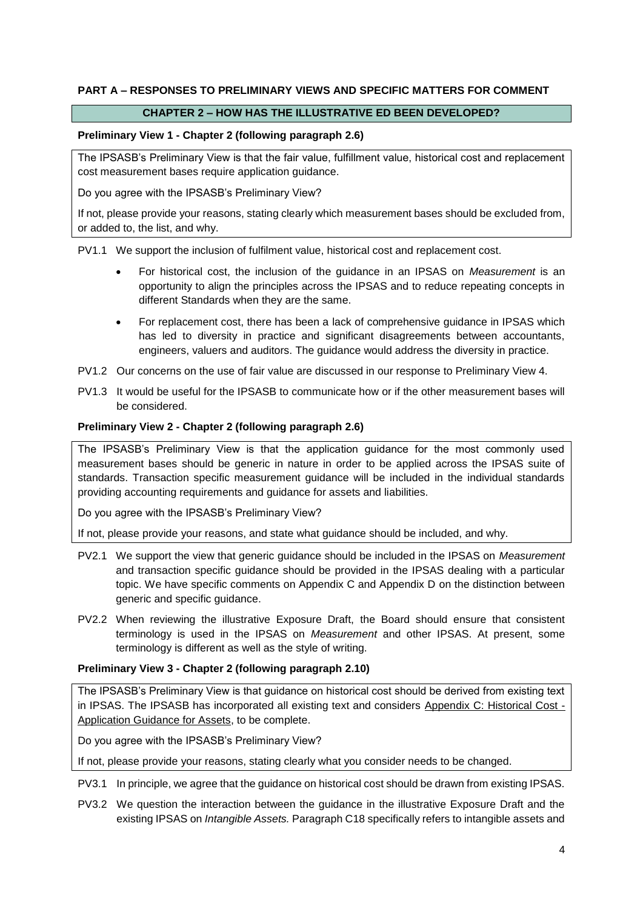## PART A – RESPONSES TO PRELIMINARY VIEWS AND SPECIFIC MATTERS FOR COMMENT

### CHAPTER 2 – HOW HAS THE ILLUSTRATIVE ED BEEN DEVELOPED?

**Preliminary View 1 - Chapter 2 (following paragraph 2.6)**

The IPSASB's Preliminary View is that the fair value, fulfillment value, historical cost and replacement cost measurement bases require application guidance.

Do you agree with the IPSASB's Preliminary View?

If not, please provide your reasons, stating clearly which measurement bases should be excluded from, or added to, the list, and why.

PV1.1 We support the inclusion of fulfilment value, historical cost and replacement cost.

- For historical cost, the inclusion of the guidance in an IPSAS on *Measurement* is an opportunity to align the principles across the IPSAS and to reduce repeating concepts in different Standards when they are the same.
- For replacement cost, there has been a lack of comprehensive guidance in IPSAS which has led to diversity in practice and significant disagreements between accountants, engineers, valuers and auditors. The guidance would address the diversity in practice.

PV1.2 Our concerns on the use of fair value are discussed in our response to Preliminary View 4.

PV1.3 It would be useful for the IPSASB to communicate how or if the other measurement bases will be considered.

**Preliminary View 2 - Chapter 2 (following paragraph 2.6)**

The IPSASB's Preliminary View is that the application guidance for the most commonly used measurement bases should be generic in nature in order to be applied across the IPSAS suite of standards. Transaction specific measurement guidance will be included in the individual standards providing accounting requirements and guidance for assets and liabilities.

Do you agree with the IPSASB's Preliminary View?

If not, please provide your reasons, and state what guidance should be included, and why.

PV2.1 We support the view that generic guidance should be included in the IPSAS on *Measurement* and transaction specific guidance should be provided in the IPSAS dealing with a particular topic. We have specific comments on Appendix C and Appendix D on the distinction between generic and specific guidance.

PV2.2 When reviewing the illustrative Exposure Draft, the Board should ensure that consistent terminology is used in the IPSAS on *Measurement* and other IPSAS. At present, some terminology is different as well as the style of writing.

**Preliminary View 3 - Chapter 2 (following paragraph 2.10)**

The IPSASB's Preliminary View is that guidance on historical cost should be derived from existing text in IPSAS. The IPSASB has incorporated all existing text and considers Appendix C: Historical Cost - Application Guidance for Assets, to be complete.

Do you agree with the IPSASB's Preliminary View?

If not, please provide your reasons, stating clearly what you consider needs to be changed.

PV3.1 In principle, we agree that the guidance on historical cost should be drawn from existing IPSAS.

PV3.2 We question the interaction between the guidance in the illustrative Exposure Draft and the existing IPSAS on *Intangible Assets.* Paragraph C18 specifically refers to intangible assets and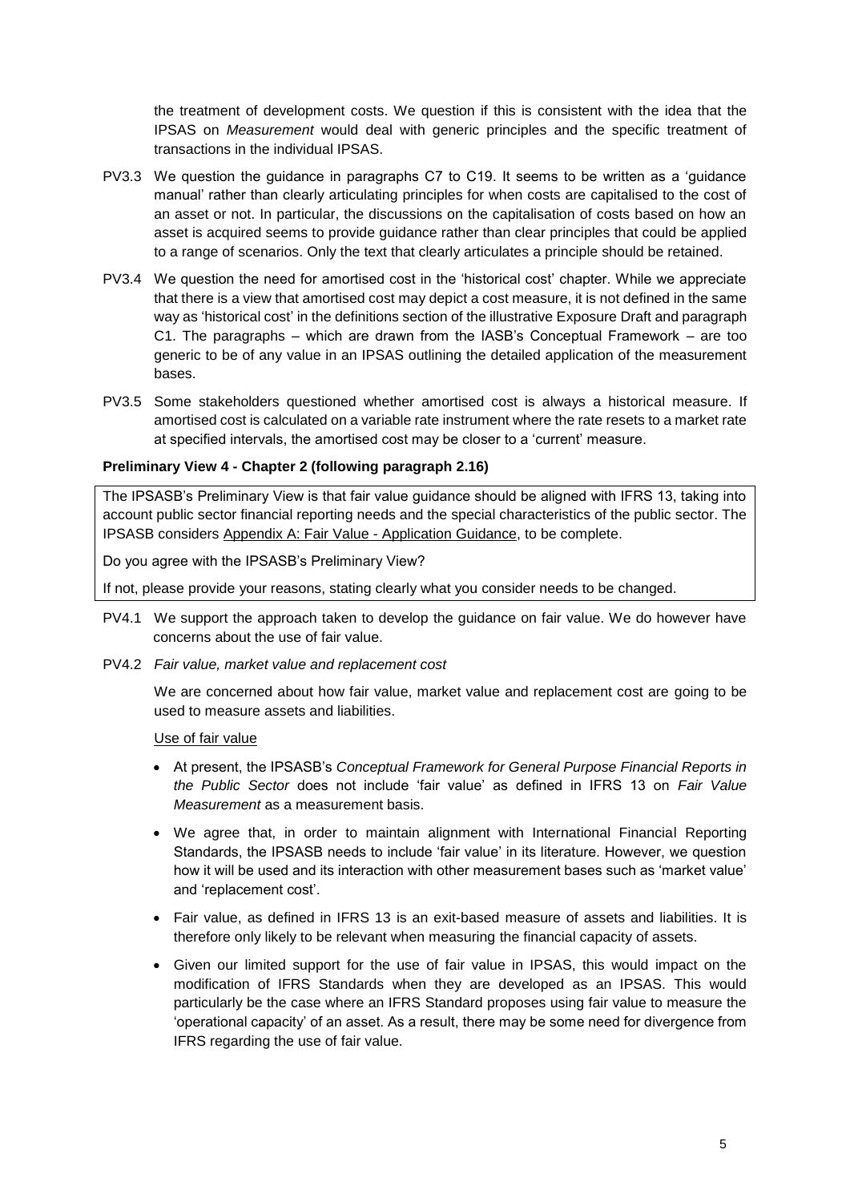the treatment of development costs. We question if this is consistent with the idea that the IPSAS on *Measurement* would deal with generic principles and the specific treatment of transactions in the individual IPSAS.

PV3.3 We question the guidance in paragraphs C7 to C19. It seems to be written as a 'guidance manual' rather than clearly articulating principles for when costs are capitalised to the cost of an asset or not. In particular, the discussions on the capitalisation of costs based on how an asset is acquired seems to provide guidance rather than clear principles that could be applied to a range of scenarios. Only the text that clearly articulates a principle should be retained.

PV3.4 We question the need for amortised cost in the 'historical cost' chapter. While we appreciate that there is a view that amortised cost may depict a cost measure, it is not defined in the same way as 'historical cost' in the definitions section of the illustrative Exposure Draft and paragraph C1. The paragraphs – which are drawn from the IASB's Conceptual Framework – are too generic to be of any value in an IPSAS outlining the detailed application of the measurement bases.

PV3.5 Some stakeholders questioned whether amortised cost is always a historical measure. If amortised cost is calculated on a variable rate instrument where the rate resets to a market rate at specified intervals, the amortised cost may be closer to a 'current' measure.

**Preliminary View 4 - Chapter 2 (following paragraph 2.16)**

> The IPSASB's Preliminary View is that fair value guidance should be aligned with IFRS 13, taking into account public sector financial reporting needs and the special characteristics of the public sector. The IPSASB considers Appendix A: Fair Value - Application Guidance, to be complete.
>
> Do you agree with the IPSASB's Preliminary View?
>
> If not, please provide your reasons, stating clearly what you consider needs to be changed.

PV4.1 We support the approach taken to develop the guidance on fair value. We do however have concerns about the use of fair value.

PV4.2 *Fair value, market value and replacement cost*

We are concerned about how fair value, market value and replacement cost are going to be used to measure assets and liabilities.

Use of fair value

- At present, the IPSASB's *Conceptual Framework for General Purpose Financial Reports in the Public Sector* does not include 'fair value' as defined in IFRS 13 on *Fair Value Measurement* as a measurement basis.
- We agree that, in order to maintain alignment with International Financial Reporting Standards, the IPSASB needs to include 'fair value' in its literature. However, we question how it will be used and its interaction with other measurement bases such as 'market value' and 'replacement cost'.
- Fair value, as defined in IFRS 13 is an exit-based measure of assets and liabilities. It is therefore only likely to be relevant when measuring the financial capacity of assets.
- Given our limited support for the use of fair value in IPSAS, this would impact on the modification of IFRS Standards when they are developed as an IPSAS. This would particularly be the case where an IFRS Standard proposes using fair value to measure the 'operational capacity' of an asset. As a result, there may be some need for divergence from IFRS regarding the use of fair value.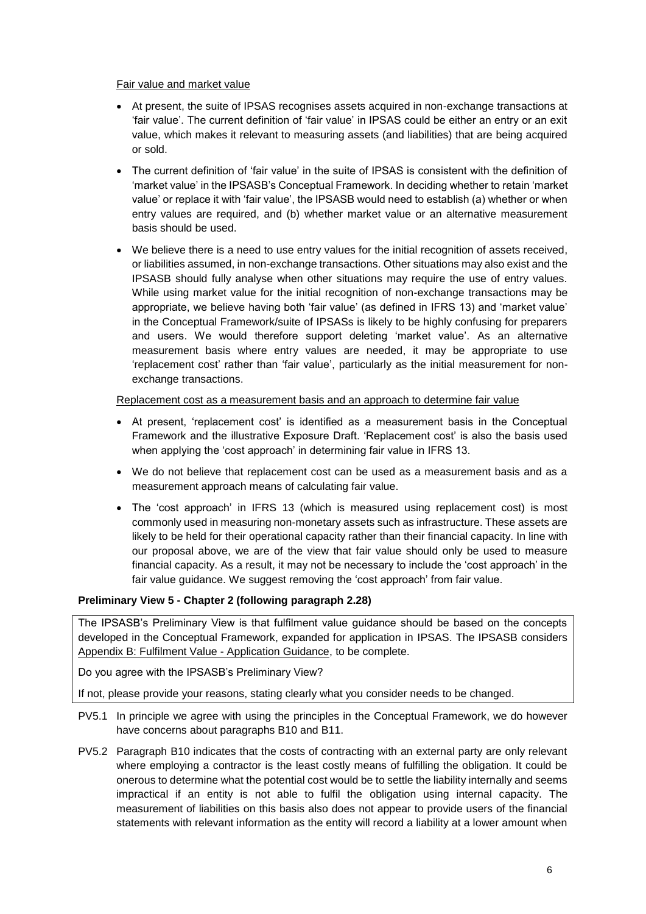Fair value and market value

- At present, the suite of IPSAS recognises assets acquired in non-exchange transactions at 'fair value'. The current definition of 'fair value' in IPSAS could be either an entry or an exit value, which makes it relevant to measuring assets (and liabilities) that are being acquired or sold.
- The current definition of 'fair value' in the suite of IPSAS is consistent with the definition of 'market value' in the IPSASB's Conceptual Framework. In deciding whether to retain 'market value' or replace it with 'fair value', the IPSASB would need to establish (a) whether or when entry values are required, and (b) whether market value or an alternative measurement basis should be used.
- We believe there is a need to use entry values for the initial recognition of assets received, or liabilities assumed, in non-exchange transactions. Other situations may also exist and the IPSASB should fully analyse when other situations may require the use of entry values. While using market value for the initial recognition of non-exchange transactions may be appropriate, we believe having both 'fair value' (as defined in IFRS 13) and 'market value' in the Conceptual Framework/suite of IPSASs is likely to be highly confusing for preparers and users. We would therefore support deleting 'market value'. As an alternative measurement basis where entry values are needed, it may be appropriate to use 'replacement cost' rather than 'fair value', particularly as the initial measurement for non-exchange transactions.

Replacement cost as a measurement basis and an approach to determine fair value

- At present, 'replacement cost' is identified as a measurement basis in the Conceptual Framework and the illustrative Exposure Draft. 'Replacement cost' is also the basis used when applying the 'cost approach' in determining fair value in IFRS 13.
- We do not believe that replacement cost can be used as a measurement basis and as a measurement approach means of calculating fair value.
- The 'cost approach' in IFRS 13 (which is measured using replacement cost) is most commonly used in measuring non-monetary assets such as infrastructure. These assets are likely to be held for their operational capacity rather than their financial capacity. In line with our proposal above, we are of the view that fair value should only be used to measure financial capacity. As a result, it may not be necessary to include the 'cost approach' in the fair value guidance. We suggest removing the 'cost approach' from fair value.

**Preliminary View 5 - Chapter 2 (following paragraph 2.28)**

The IPSASB's Preliminary View is that fulfilment value guidance should be based on the concepts developed in the Conceptual Framework, expanded for application in IPSAS. The IPSASB considers Appendix B: Fulfilment Value - Application Guidance, to be complete.

Do you agree with the IPSASB's Preliminary View?

If not, please provide your reasons, stating clearly what you consider needs to be changed.

PV5.1 In principle we agree with using the principles in the Conceptual Framework, we do however have concerns about paragraphs B10 and B11.

PV5.2 Paragraph B10 indicates that the costs of contracting with an external party are only relevant where employing a contractor is the least costly means of fulfilling the obligation. It could be onerous to determine what the potential cost would be to settle the liability internally and seems impractical if an entity is not able to fulfil the obligation using internal capacity. The measurement of liabilities on this basis also does not appear to provide users of the financial statements with relevant information as the entity will record a liability at a lower amount when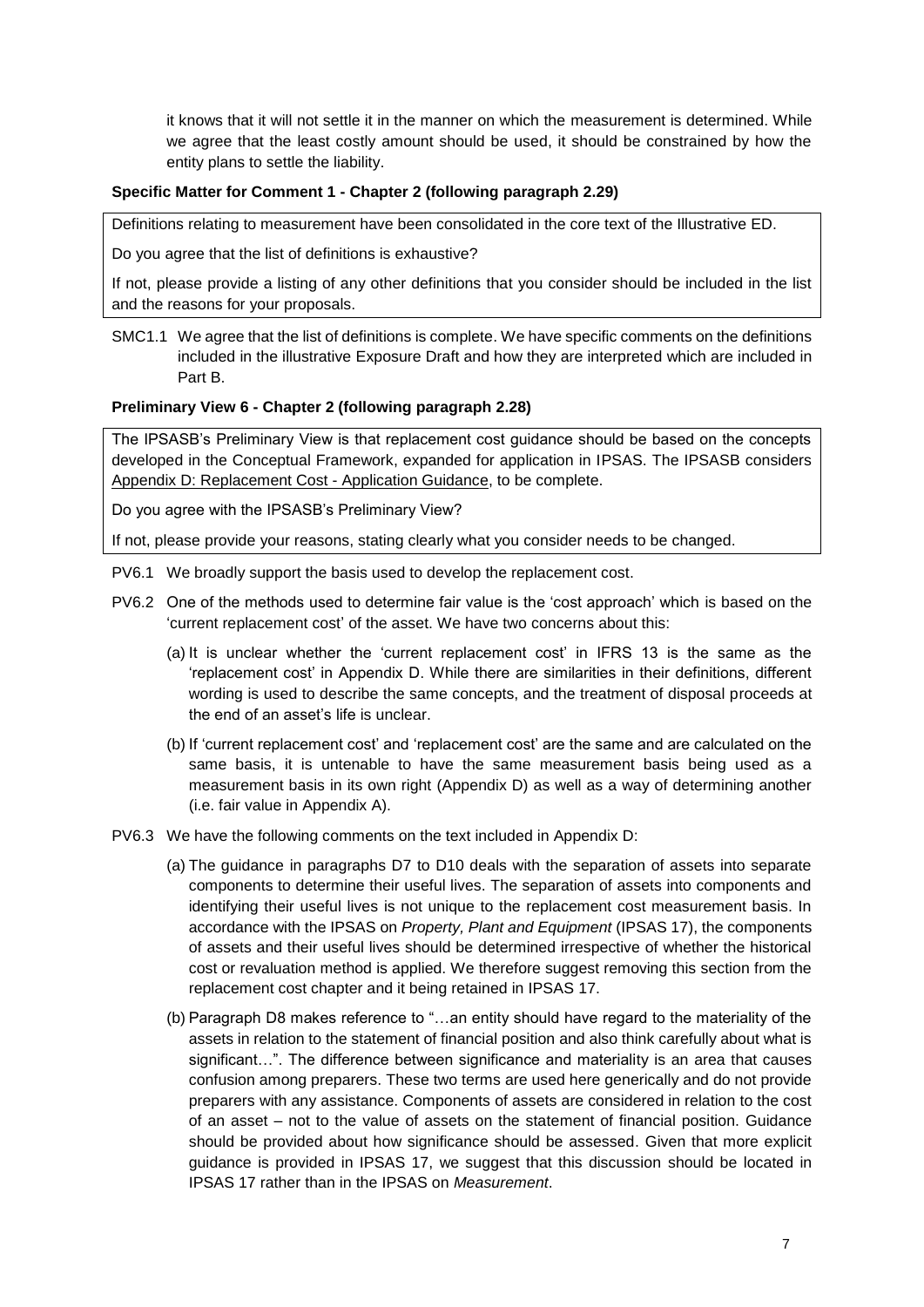it knows that it will not settle it in the manner on which the measurement is determined. While we agree that the least costly amount should be used, it should be constrained by how the entity plans to settle the liability.

**Specific Matter for Comment 1 - Chapter 2 (following paragraph 2.29)**

> Definitions relating to measurement have been consolidated in the core text of the Illustrative ED.
>
> Do you agree that the list of definitions is exhaustive?
>
> If not, please provide a listing of any other definitions that you consider should be included in the list and the reasons for your proposals.

SMC1.1 We agree that the list of definitions is complete. We have specific comments on the definitions included in the illustrative Exposure Draft and how they are interpreted which are included in Part B.

**Preliminary View 6 - Chapter 2 (following paragraph 2.28)**

> The IPSASB's Preliminary View is that replacement cost guidance should be based on the concepts developed in the Conceptual Framework, expanded for application in IPSAS. The IPSASB considers Appendix D: Replacement Cost - Application Guidance, to be complete.
>
> Do you agree with the IPSASB's Preliminary View?
>
> If not, please provide your reasons, stating clearly what you consider needs to be changed.

PV6.1 We broadly support the basis used to develop the replacement cost.

PV6.2 One of the methods used to determine fair value is the 'cost approach' which is based on the 'current replacement cost' of the asset. We have two concerns about this:

(a) It is unclear whether the 'current replacement cost' in IFRS 13 is the same as the 'replacement cost' in Appendix D. While there are similarities in their definitions, different wording is used to describe the same concepts, and the treatment of disposal proceeds at the end of an asset's life is unclear.

(b) If 'current replacement cost' and 'replacement cost' are the same and are calculated on the same basis, it is untenable to have the same measurement basis being used as a measurement basis in its own right (Appendix D) as well as a way of determining another (i.e. fair value in Appendix A).

PV6.3 We have the following comments on the text included in Appendix D:

(a) The guidance in paragraphs D7 to D10 deals with the separation of assets into separate components to determine their useful lives. The separation of assets into components and identifying their useful lives is not unique to the replacement cost measurement basis. In accordance with the IPSAS on *Property, Plant and Equipment* (IPSAS 17), the components of assets and their useful lives should be determined irrespective of whether the historical cost or revaluation method is applied. We therefore suggest removing this section from the replacement cost chapter and it being retained in IPSAS 17.

(b) Paragraph D8 makes reference to "…an entity should have regard to the materiality of the assets in relation to the statement of financial position and also think carefully about what is significant…". The difference between significance and materiality is an area that causes confusion among preparers. These two terms are used here generically and do not provide preparers with any assistance. Components of assets are considered in relation to the cost of an asset – not to the value of assets on the statement of financial position. Guidance should be provided about how significance should be assessed. Given that more explicit guidance is provided in IPSAS 17, we suggest that this discussion should be located in IPSAS 17 rather than in the IPSAS on *Measurement*.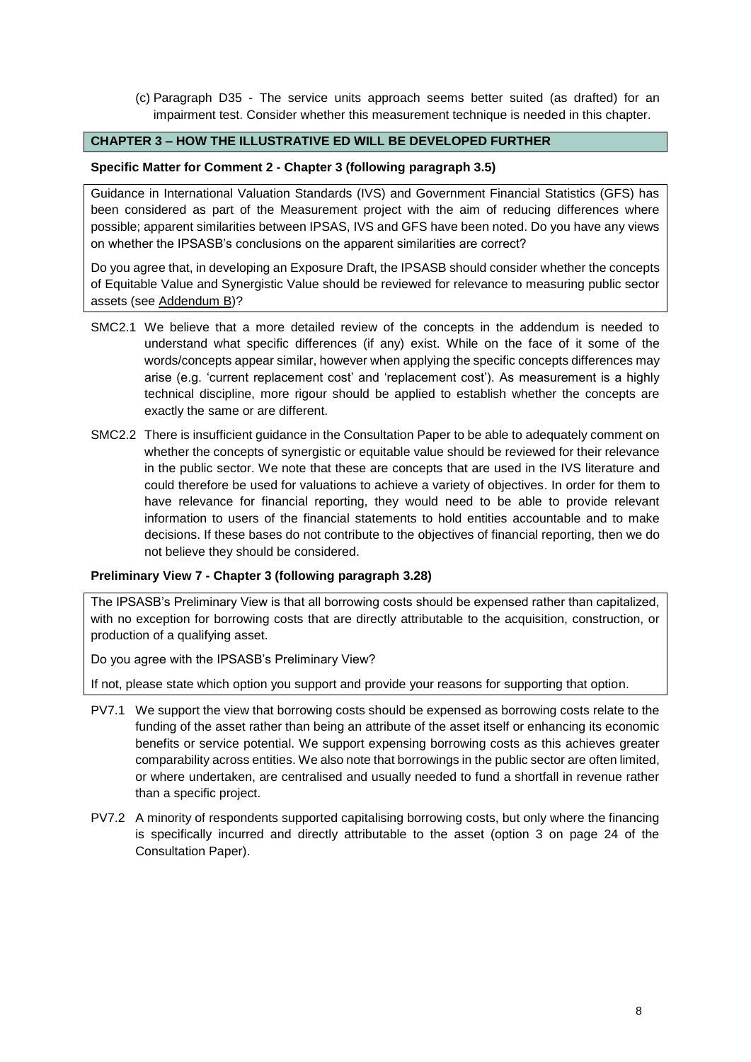(c) Paragraph D35 - The service units approach seems better suited (as drafted) for an impairment test. Consider whether this measurement technique is needed in this chapter.

## CHAPTER 3 – HOW THE ILLUSTRATIVE ED WILL BE DEVELOPED FURTHER

### Specific Matter for Comment 2 - Chapter 3 (following paragraph 3.5)

Guidance in International Valuation Standards (IVS) and Government Financial Statistics (GFS) has been considered as part of the Measurement project with the aim of reducing differences where possible; apparent similarities between IPSAS, IVS and GFS have been noted. Do you have any views on whether the IPSASB's conclusions on the apparent similarities are correct?

Do you agree that, in developing an Exposure Draft, the IPSASB should consider whether the concepts of Equitable Value and Synergistic Value should be reviewed for relevance to measuring public sector assets (see Addendum B)?

SMC2.1 We believe that a more detailed review of the concepts in the addendum is needed to understand what specific differences (if any) exist. While on the face of it some of the words/concepts appear similar, however when applying the specific concepts differences may arise (e.g. 'current replacement cost' and 'replacement cost'). As measurement is a highly technical discipline, more rigour should be applied to establish whether the concepts are exactly the same or are different.

SMC2.2 There is insufficient guidance in the Consultation Paper to be able to adequately comment on whether the concepts of synergistic or equitable value should be reviewed for their relevance in the public sector. We note that these are concepts that are used in the IVS literature and could therefore be used for valuations to achieve a variety of objectives. In order for them to have relevance for financial reporting, they would need to be able to provide relevant information to users of the financial statements to hold entities accountable and to make decisions. If these bases do not contribute to the objectives of financial reporting, then we do not believe they should be considered.

### Preliminary View 7 - Chapter 3 (following paragraph 3.28)

The IPSASB's Preliminary View is that all borrowing costs should be expensed rather than capitalized, with no exception for borrowing costs that are directly attributable to the acquisition, construction, or production of a qualifying asset.

Do you agree with the IPSASB's Preliminary View?

If not, please state which option you support and provide your reasons for supporting that option.

PV7.1 We support the view that borrowing costs should be expensed as borrowing costs relate to the funding of the asset rather than being an attribute of the asset itself or enhancing its economic benefits or service potential. We support expensing borrowing costs as this achieves greater comparability across entities. We also note that borrowings in the public sector are often limited, or where undertaken, are centralised and usually needed to fund a shortfall in revenue rather than a specific project.

PV7.2 A minority of respondents supported capitalising borrowing costs, but only where the financing is specifically incurred and directly attributable to the asset (option 3 on page 24 of the Consultation Paper).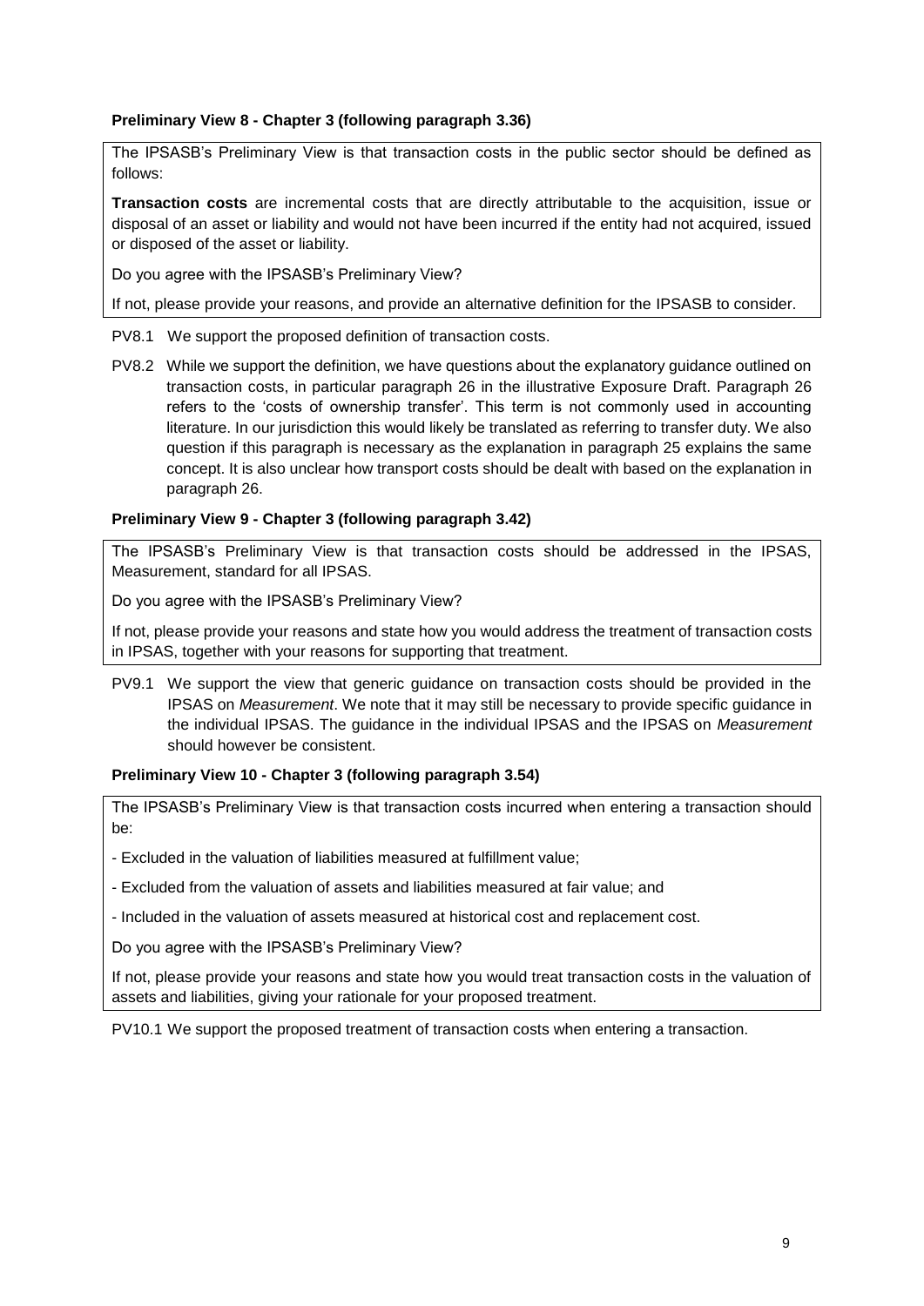**Preliminary View 8 - Chapter 3 (following paragraph 3.36)**

The IPSASB's Preliminary View is that transaction costs in the public sector should be defined as follows:

**Transaction costs** are incremental costs that are directly attributable to the acquisition, issue or disposal of an asset or liability and would not have been incurred if the entity had not acquired, issued or disposed of the asset or liability.

Do you agree with the IPSASB's Preliminary View?

If not, please provide your reasons, and provide an alternative definition for the IPSASB to consider.

PV8.1 We support the proposed definition of transaction costs.

PV8.2 While we support the definition, we have questions about the explanatory guidance outlined on transaction costs, in particular paragraph 26 in the illustrative Exposure Draft. Paragraph 26 refers to the 'costs of ownership transfer'. This term is not commonly used in accounting literature. In our jurisdiction this would likely be translated as referring to transfer duty. We also question if this paragraph is necessary as the explanation in paragraph 25 explains the same concept. It is also unclear how transport costs should be dealt with based on the explanation in paragraph 26.

**Preliminary View 9 - Chapter 3 (following paragraph 3.42)**

The IPSASB's Preliminary View is that transaction costs should be addressed in the IPSAS, Measurement, standard for all IPSAS.

Do you agree with the IPSASB's Preliminary View?

If not, please provide your reasons and state how you would address the treatment of transaction costs in IPSAS, together with your reasons for supporting that treatment.

PV9.1 We support the view that generic guidance on transaction costs should be provided in the IPSAS on *Measurement*. We note that it may still be necessary to provide specific guidance in the individual IPSAS. The guidance in the individual IPSAS and the IPSAS on *Measurement* should however be consistent.

**Preliminary View 10 - Chapter 3 (following paragraph 3.54)**

The IPSASB's Preliminary View is that transaction costs incurred when entering a transaction should be:

- Excluded in the valuation of liabilities measured at fulfillment value;

- Excluded from the valuation of assets and liabilities measured at fair value; and

- Included in the valuation of assets measured at historical cost and replacement cost.

Do you agree with the IPSASB's Preliminary View?

If not, please provide your reasons and state how you would treat transaction costs in the valuation of assets and liabilities, giving your rationale for your proposed treatment.

PV10.1 We support the proposed treatment of transaction costs when entering a transaction.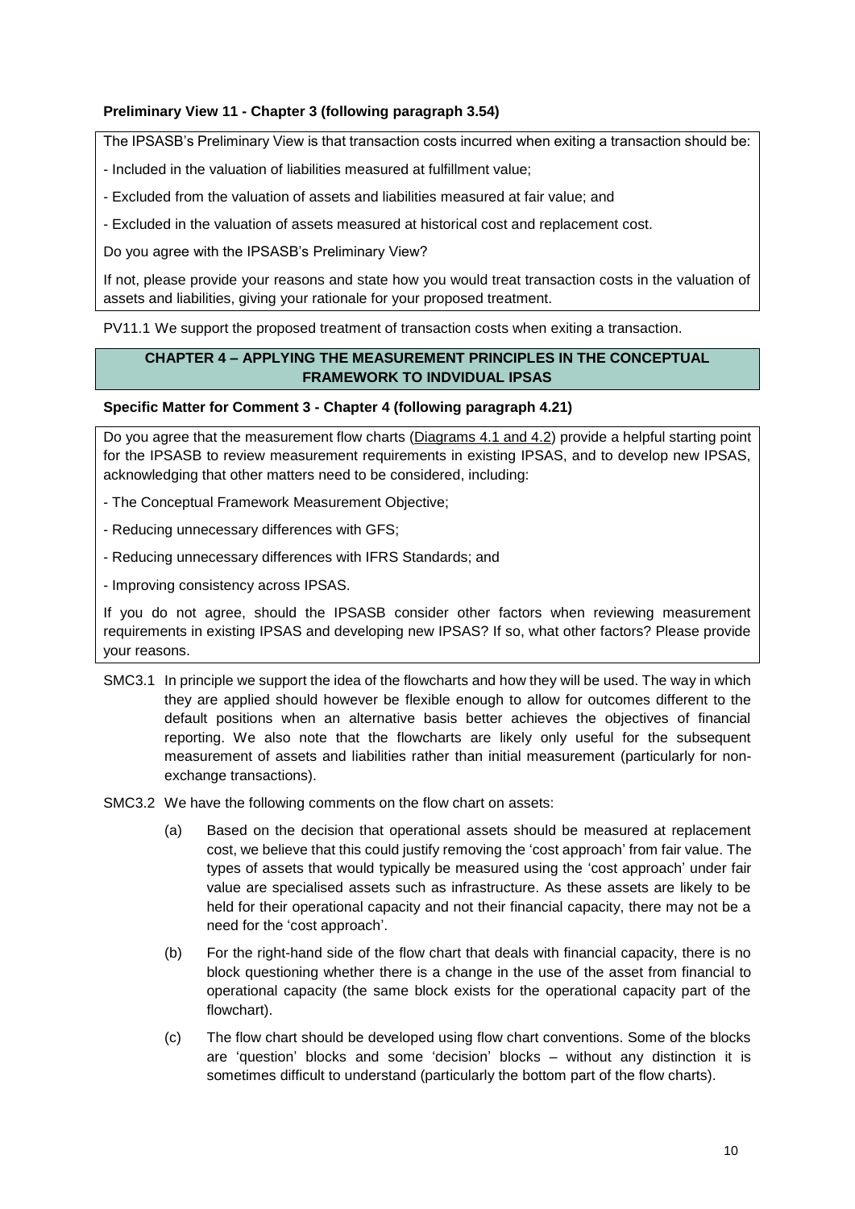**Preliminary View 11 - Chapter 3 (following paragraph 3.54)**

The IPSASB's Preliminary View is that transaction costs incurred when exiting a transaction should be:

- Included in the valuation of liabilities measured at fulfillment value;

- Excluded from the valuation of assets and liabilities measured at fair value; and

- Excluded in the valuation of assets measured at historical cost and replacement cost.

Do you agree with the IPSASB's Preliminary View?

If not, please provide your reasons and state how you would treat transaction costs in the valuation of assets and liabilities, giving your rationale for your proposed treatment.

PV11.1 We support the proposed treatment of transaction costs when exiting a transaction.

## CHAPTER 4 – APPLYING THE MEASUREMENT PRINCIPLES IN THE CONCEPTUAL FRAMEWORK TO INDVIDUAL IPSAS

**Specific Matter for Comment 3 - Chapter 4 (following paragraph 4.21)**

Do you agree that the measurement flow charts (Diagrams 4.1 and 4.2) provide a helpful starting point for the IPSASB to review measurement requirements in existing IPSAS, and to develop new IPSAS, acknowledging that other matters need to be considered, including:

- The Conceptual Framework Measurement Objective;

- Reducing unnecessary differences with GFS;

- Reducing unnecessary differences with IFRS Standards; and

- Improving consistency across IPSAS.

If you do not agree, should the IPSASB consider other factors when reviewing measurement requirements in existing IPSAS and developing new IPSAS? If so, what other factors? Please provide your reasons.

SMC3.1 In principle we support the idea of the flowcharts and how they will be used. The way in which they are applied should however be flexible enough to allow for outcomes different to the default positions when an alternative basis better achieves the objectives of financial reporting. We also note that the flowcharts are likely only useful for the subsequent measurement of assets and liabilities rather than initial measurement (particularly for non-exchange transactions).

SMC3.2 We have the following comments on the flow chart on assets:

(a) Based on the decision that operational assets should be measured at replacement cost, we believe that this could justify removing the 'cost approach' from fair value. The types of assets that would typically be measured using the 'cost approach' under fair value are specialised assets such as infrastructure. As these assets are likely to be held for their operational capacity and not their financial capacity, there may not be a need for the 'cost approach'.

(b) For the right-hand side of the flow chart that deals with financial capacity, there is no block questioning whether there is a change in the use of the asset from financial to operational capacity (the same block exists for the operational capacity part of the flowchart).

(c) The flow chart should be developed using flow chart conventions. Some of the blocks are 'question' blocks and some 'decision' blocks – without any distinction it is sometimes difficult to understand (particularly the bottom part of the flow charts).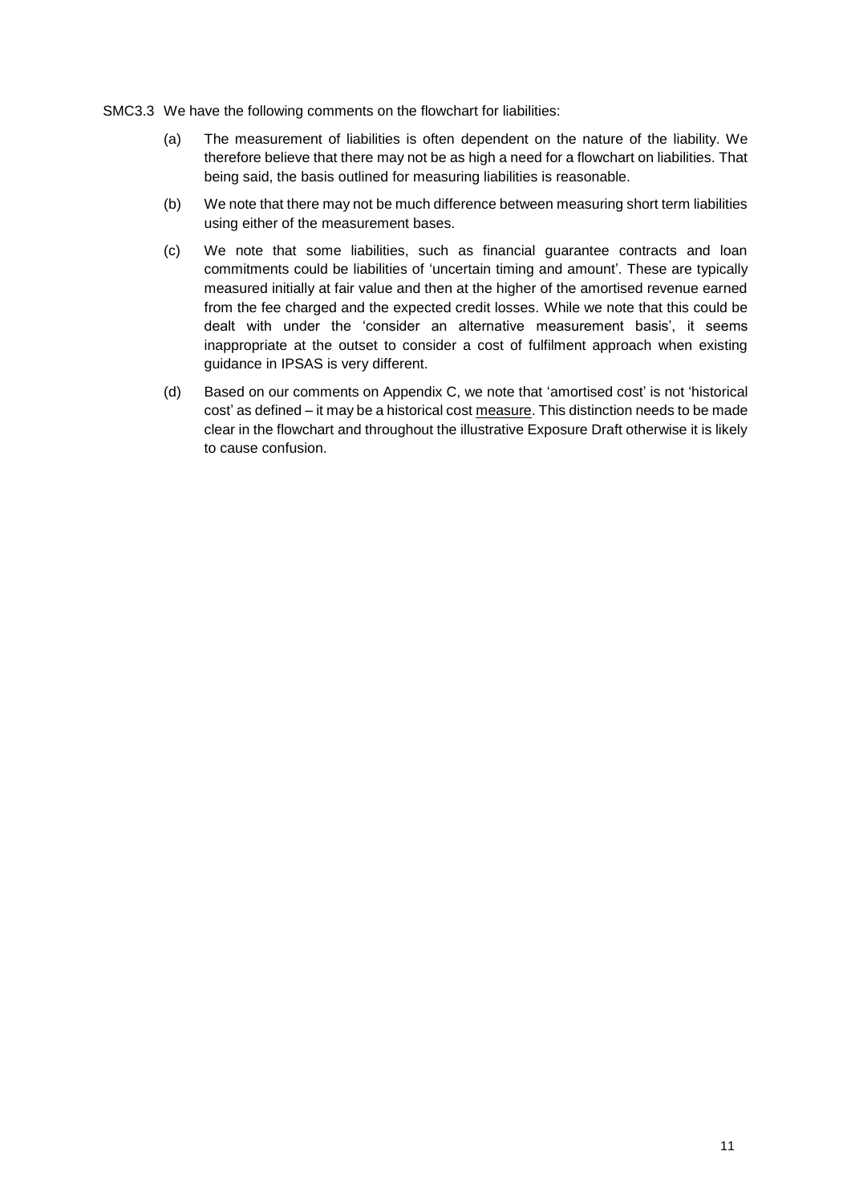SMC3.3 We have the following comments on the flowchart for liabilities:

(a) The measurement of liabilities is often dependent on the nature of the liability. We therefore believe that there may not be as high a need for a flowchart on liabilities. That being said, the basis outlined for measuring liabilities is reasonable.

(b) We note that there may not be much difference between measuring short term liabilities using either of the measurement bases.

(c) We note that some liabilities, such as financial guarantee contracts and loan commitments could be liabilities of 'uncertain timing and amount'. These are typically measured initially at fair value and then at the higher of the amortised revenue earned from the fee charged and the expected credit losses. While we note that this could be dealt with under the 'consider an alternative measurement basis', it seems inappropriate at the outset to consider a cost of fulfilment approach when existing guidance in IPSAS is very different.

(d) Based on our comments on Appendix C, we note that 'amortised cost' is not 'historical cost' as defined – it may be a historical cost <u>measure</u>. This distinction needs to be made clear in the flowchart and throughout the illustrative Exposure Draft otherwise it is likely to cause confusion.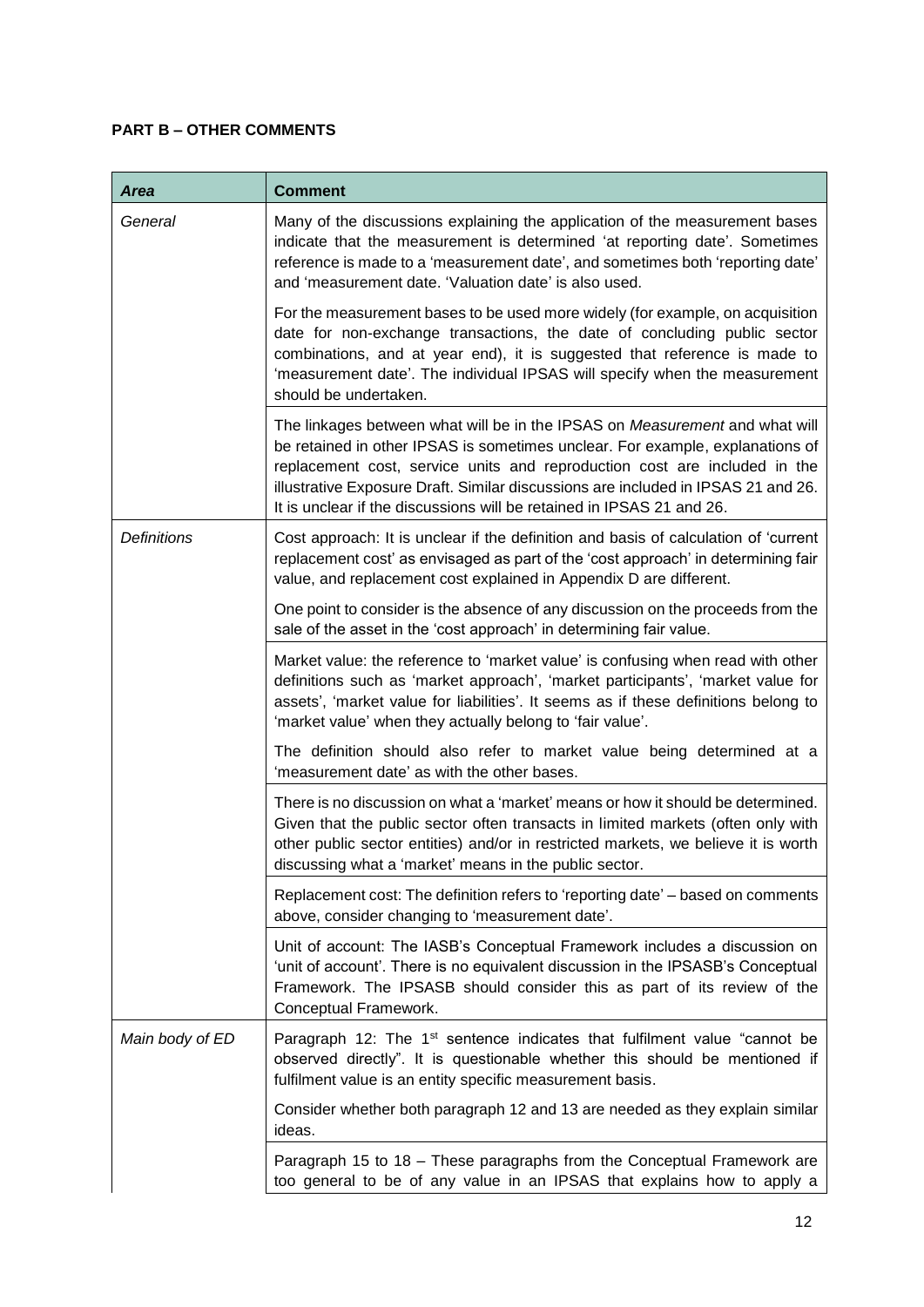**PART B – OTHER COMMENTS**

| *Area* | **Comment** |
|---|---|
| *General* | Many of the discussions explaining the application of the measurement bases indicate that the measurement is determined 'at reporting date'. Sometimes reference is made to a 'measurement date', and sometimes both 'reporting date' and 'measurement date. 'Valuation date' is also used. |
| | For the measurement bases to be used more widely (for example, on acquisition date for non-exchange transactions, the date of concluding public sector combinations, and at year end), it is suggested that reference is made to 'measurement date'. The individual IPSAS will specify when the measurement should be undertaken. |
| | The linkages between what will be in the IPSAS on *Measurement* and what will be retained in other IPSAS is sometimes unclear. For example, explanations of replacement cost, service units and reproduction cost are included in the illustrative Exposure Draft. Similar discussions are included in IPSAS 21 and 26. It is unclear if the discussions will be retained in IPSAS 21 and 26. |
| *Definitions* | Cost approach: It is unclear if the definition and basis of calculation of 'current replacement cost' as envisaged as part of the 'cost approach' in determining fair value, and replacement cost explained in Appendix D are different. |
| | One point to consider is the absence of any discussion on the proceeds from the sale of the asset in the 'cost approach' in determining fair value. |
| | Market value: the reference to 'market value' is confusing when read with other definitions such as 'market approach', 'market participants', 'market value for assets', 'market value for liabilities'. It seems as if these definitions belong to 'market value' when they actually belong to 'fair value'. |
| | The definition should also refer to market value being determined at a 'measurement date' as with the other bases. |
| | There is no discussion on what a 'market' means or how it should be determined. Given that the public sector often transacts in limited markets (often only with other public sector entities) and/or in restricted markets, we believe it is worth discussing what a 'market' means in the public sector. |
| | Replacement cost: The definition refers to 'reporting date' – based on comments above, consider changing to 'measurement date'. |
| | Unit of account: The IASB's Conceptual Framework includes a discussion on 'unit of account'. There is no equivalent discussion in the IPSASB's Conceptual Framework. The IPSASB should consider this as part of its review of the Conceptual Framework. |
| *Main body of ED* | Paragraph 12: The 1st sentence indicates that fulfilment value "cannot be observed directly". It is questionable whether this should be mentioned if fulfilment value is an entity specific measurement basis. |
| | Consider whether both paragraph 12 and 13 are needed as they explain similar ideas. |
| | Paragraph 15 to 18 – These paragraphs from the Conceptual Framework are too general to be of any value in an IPSAS that explains how to apply a |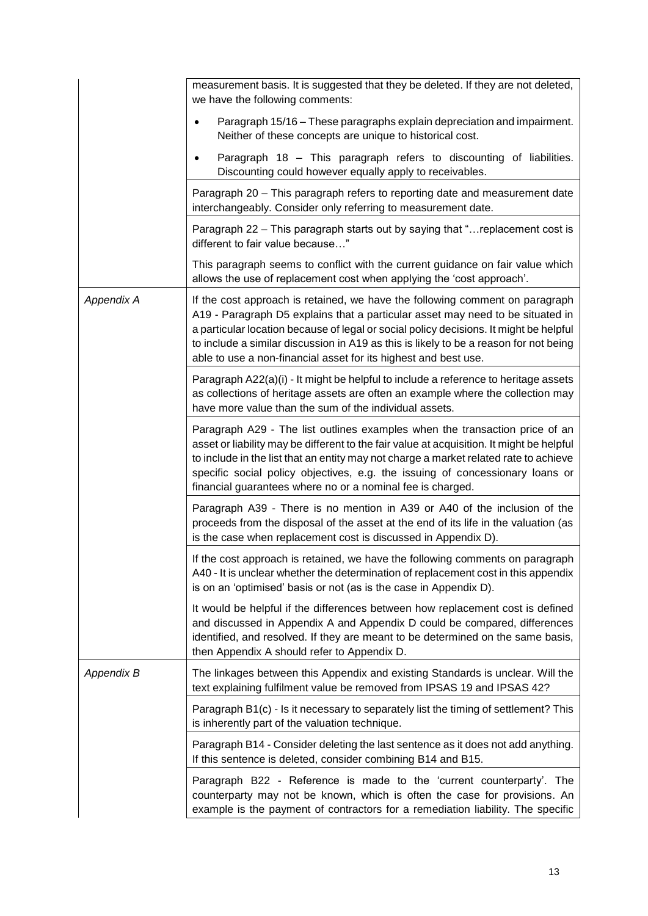| | |
|---|---|
| | measurement basis. It is suggested that they be deleted. If they are not deleted, we have the following comments:<br>• Paragraph 15/16 – These paragraphs explain depreciation and impairment. Neither of these concepts are unique to historical cost.<br>• Paragraph 18 – This paragraph refers to discounting of liabilities. Discounting could however equally apply to receivables. |
| | Paragraph 20 – This paragraph refers to reporting date and measurement date interchangeably. Consider only referring to measurement date. |
| | Paragraph 22 – This paragraph starts out by saying that "…replacement cost is different to fair value because…"<br><br>This paragraph seems to conflict with the current guidance on fair value which allows the use of replacement cost when applying the 'cost approach'. |
| *Appendix A* | If the cost approach is retained, we have the following comment on paragraph A19 - Paragraph D5 explains that a particular asset may need to be situated in a particular location because of legal or social policy decisions. It might be helpful to include a similar discussion in A19 as this is likely to be a reason for not being able to use a non-financial asset for its highest and best use. |
| | Paragraph A22(a)(i) - It might be helpful to include a reference to heritage assets as collections of heritage assets are often an example where the collection may have more value than the sum of the individual assets. |
| | Paragraph A29 - The list outlines examples when the transaction price of an asset or liability may be different to the fair value at acquisition. It might be helpful to include in the list that an entity may not charge a market related rate to achieve specific social policy objectives, e.g. the issuing of concessionary loans or financial guarantees where no or a nominal fee is charged. |
| | Paragraph A39 - There is no mention in A39 or A40 of the inclusion of the proceeds from the disposal of the asset at the end of its life in the valuation (as is the case when replacement cost is discussed in Appendix D). |
| | If the cost approach is retained, we have the following comments on paragraph A40 - It is unclear whether the determination of replacement cost in this appendix is on an 'optimised' basis or not (as is the case in Appendix D).<br><br>It would be helpful if the differences between how replacement cost is defined and discussed in Appendix A and Appendix D could be compared, differences identified, and resolved. If they are meant to be determined on the same basis, then Appendix A should refer to Appendix D. |
| *Appendix B* | The linkages between this Appendix and existing Standards is unclear. Will the text explaining fulfilment value be removed from IPSAS 19 and IPSAS 42? |
| | Paragraph B1(c) - Is it necessary to separately list the timing of settlement? This is inherently part of the valuation technique. |
| | Paragraph B14 - Consider deleting the last sentence as it does not add anything. If this sentence is deleted, consider combining B14 and B15. |
| | Paragraph B22 - Reference is made to the 'current counterparty'. The counterparty may not be known, which is often the case for provisions. An example is the payment of contractors for a remediation liability. The specific |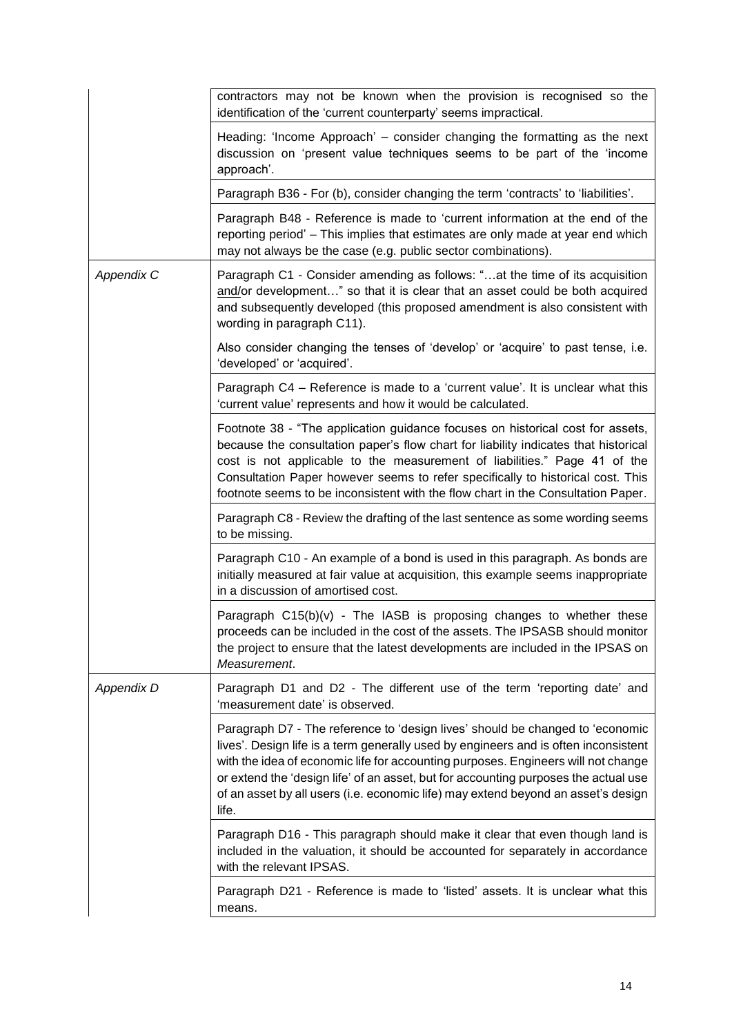| | |
|---|---|
| | contractors may not be known when the provision is recognised so the identification of the 'current counterparty' seems impractical. |
| | Heading: 'Income Approach' – consider changing the formatting as the next discussion on 'present value techniques seems to be part of the 'income approach'. |
| | Paragraph B36 - For (b), consider changing the term 'contracts' to 'liabilities'. |
| | Paragraph B48 - Reference is made to 'current information at the end of the reporting period' – This implies that estimates are only made at year end which may not always be the case (e.g. public sector combinations). |
| *Appendix C* | Paragraph C1 - Consider amending as follows: "…at the time of its acquisition and/or development…" so that it is clear that an asset could be both acquired and subsequently developed (this proposed amendment is also consistent with wording in paragraph C11).<br><br>Also consider changing the tenses of 'develop' or 'acquire' to past tense, i.e. 'developed' or 'acquired'. |
| | Paragraph C4 – Reference is made to a 'current value'. It is unclear what this 'current value' represents and how it would be calculated. |
| | Footnote 38 - "The application guidance focuses on historical cost for assets, because the consultation paper's flow chart for liability indicates that historical cost is not applicable to the measurement of liabilities." Page 41 of the Consultation Paper however seems to refer specifically to historical cost. This footnote seems to be inconsistent with the flow chart in the Consultation Paper. |
| | Paragraph C8 - Review the drafting of the last sentence as some wording seems to be missing. |
| | Paragraph C10 - An example of a bond is used in this paragraph. As bonds are initially measured at fair value at acquisition, this example seems inappropriate in a discussion of amortised cost. |
| | Paragraph C15(b)(v) - The IASB is proposing changes to whether these proceeds can be included in the cost of the assets. The IPSASB should monitor the project to ensure that the latest developments are included in the IPSAS on *Measurement*. |
| *Appendix D* | Paragraph D1 and D2 - The different use of the term 'reporting date' and 'measurement date' is observed. |
| | Paragraph D7 - The reference to 'design lives' should be changed to 'economic lives'. Design life is a term generally used by engineers and is often inconsistent with the idea of economic life for accounting purposes. Engineers will not change or extend the 'design life' of an asset, but for accounting purposes the actual use of an asset by all users (i.e. economic life) may extend beyond an asset's design life. |
| | Paragraph D16 - This paragraph should make it clear that even though land is included in the valuation, it should be accounted for separately in accordance with the relevant IPSAS. |
| | Paragraph D21 - Reference is made to 'listed' assets. It is unclear what this means. |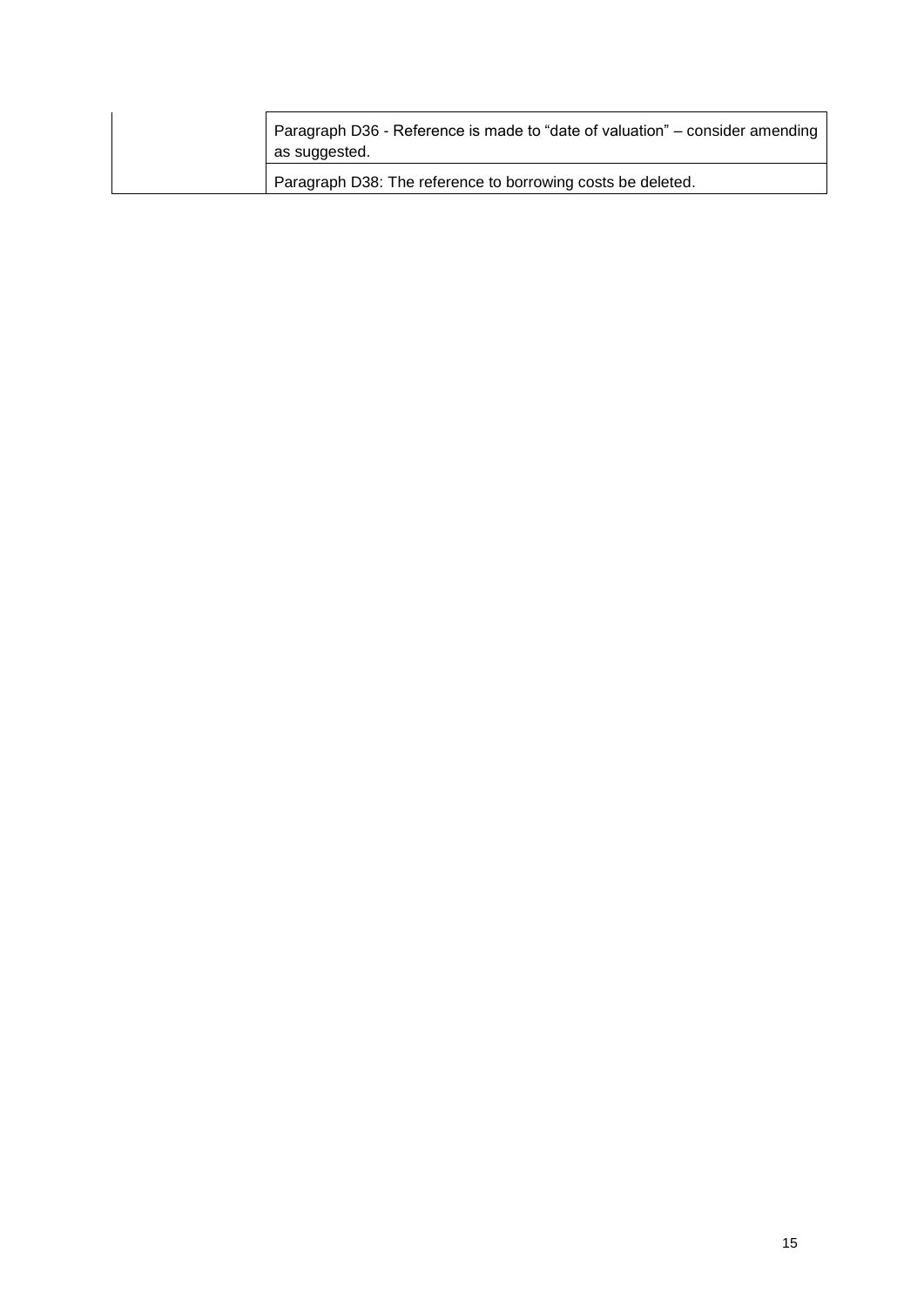| | |
|---|---|
| | Paragraph D36 - Reference is made to “date of valuation” – consider amending as suggested. |
| | Paragraph D38: The reference to borrowing costs be deleted. |